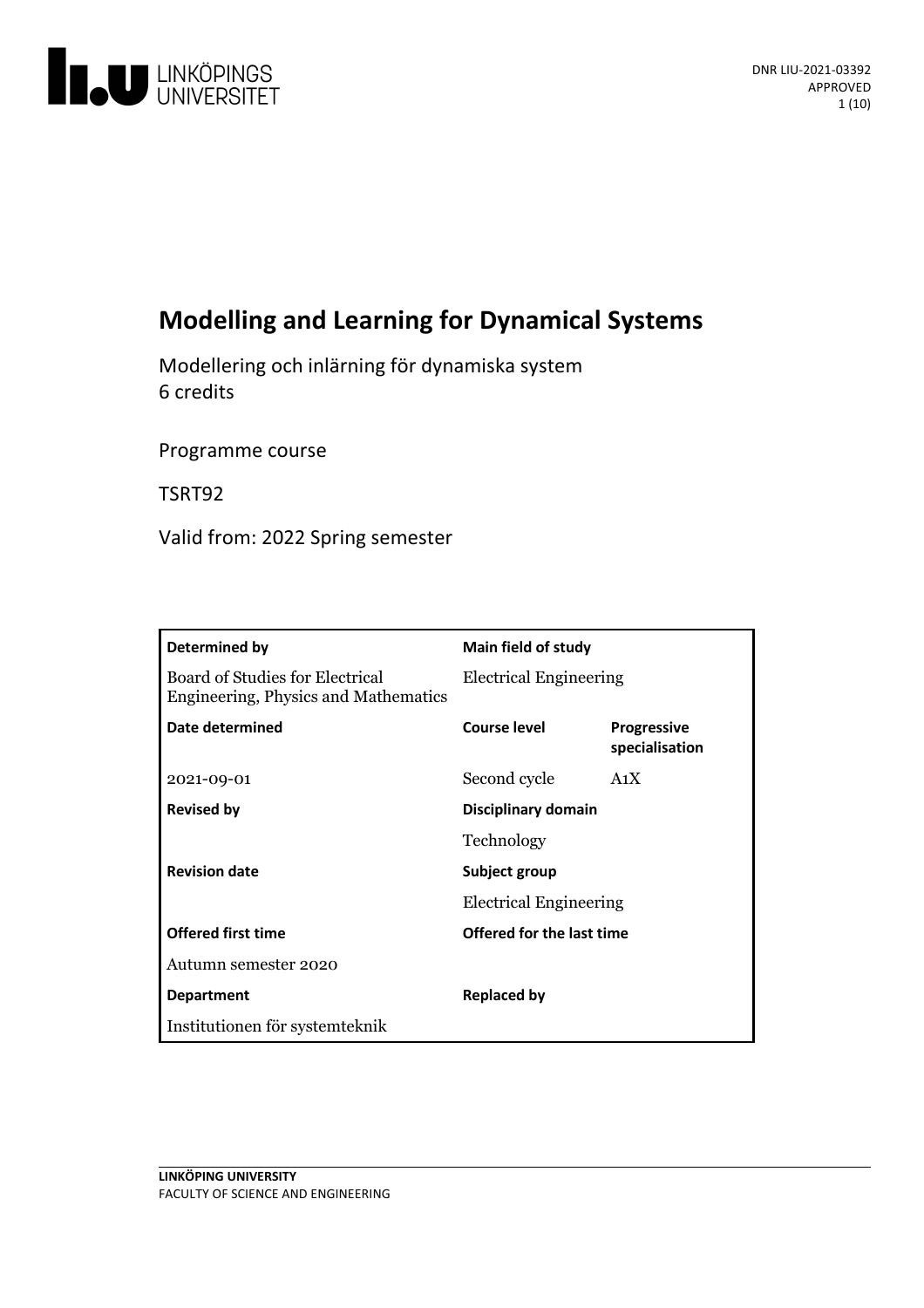DNR LIU-2021-03392
APPROVED

# Modelling and Learning for Dynamical Systems

Modellering och inlärning för dynamiska system
6 credits

Programme course

TSRT92

Valid from: 2022 Spring semester

| **Determined by** | **Main field of study** | |
|---|---|---|
| Board of Studies for Electrical Engineering, Physics and Mathematics | Electrical Engineering | |
| **Date determined** | **Course level** | **Progressive specialisation** |
| 2021-09-01 | Second cycle | A1X |
| **Revised by** | **Disciplinary domain** | |
| | Technology | |
| **Revision date** | **Subject group** | |
| | Electrical Engineering | |
| **Offered first time** | **Offered for the last time** | |
| Autumn semester 2020 | | |
| **Department** | **Replaced by** | |
| Institutionen för systemteknik | | |

**LINKÖPING UNIVERSITY**
FACULTY OF SCIENCE AND ENGINEERING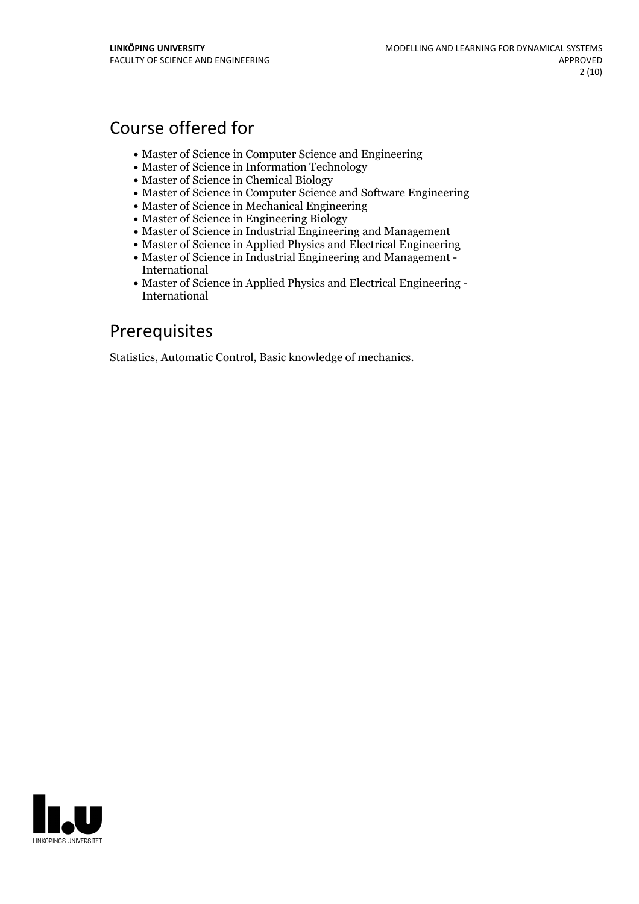## Course offered for

- Master of Science in Computer Science and Engineering
- Master of Science in Information Technology
- Master of Science in Chemical Biology
- Master of Science in Computer Science and Software Engineering
- Master of Science in Mechanical Engineering
- Master of Science in Engineering Biology
- Master of Science in Industrial Engineering and Management
- Master of Science in Applied Physics and Electrical Engineering
- Master of Science in Industrial Engineering and Management - International
- Master of Science in Applied Physics and Electrical Engineering - International

## Prerequisites

Statistics, Automatic Control, Basic knowledge of mechanics.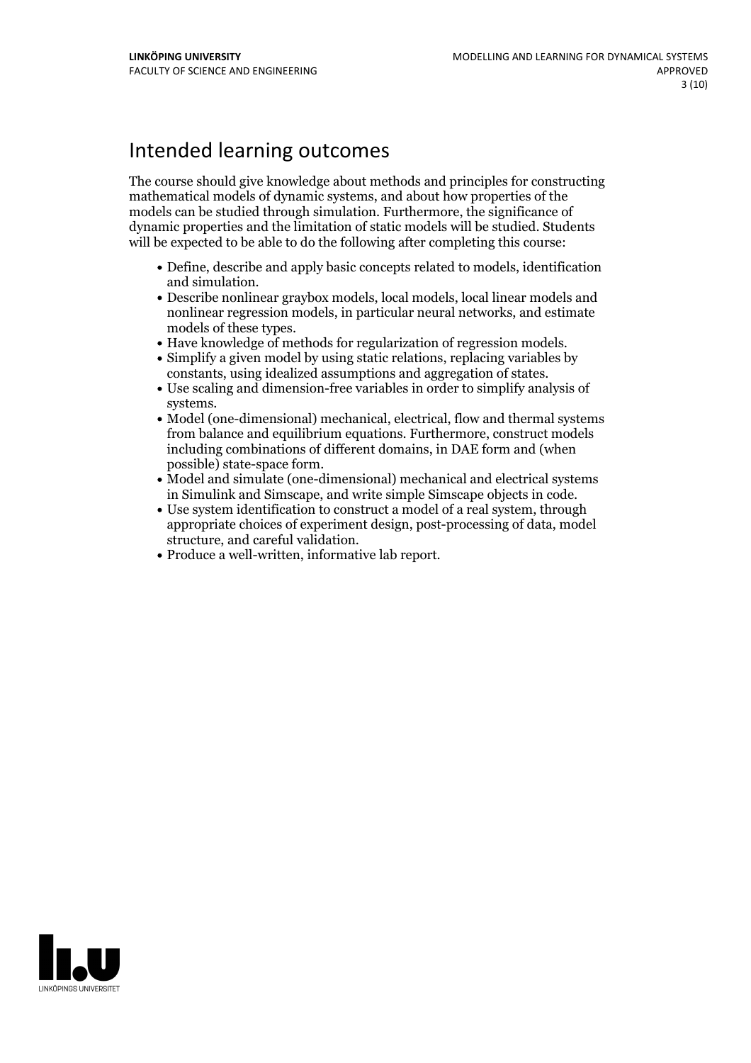# Intended learning outcomes

The course should give knowledge about methods and principles for constructing mathematical models of dynamic systems, and about how properties of the models can be studied through simulation. Furthermore, the significance of dynamic properties and the limitation of static models will be studied. Students will be expected to be able to do the following after completing this course:

- Define, describe and apply basic concepts related to models, identification and simulation.
- Describe nonlinear graybox models, local models, local linear models and nonlinear regression models, in particular neural networks, and estimate models of these types.
- Have knowledge of methods for regularization of regression models.
- Simplify a given model by using static relations, replacing variables by constants, using idealized assumptions and aggregation of states.
- Use scaling and dimension-free variables in order to simplify analysis of systems.
- Model (one-dimensional) mechanical, electrical, flow and thermal systems from balance and equilibrium equations. Furthermore, construct models including combinations of different domains, in DAE form and (when possible) state-space form.
- Model and simulate (one-dimensional) mechanical and electrical systems in Simulink and Simscape, and write simple Simscape objects in code.
- Use system identification to construct a model of a real system, through appropriate choices of experiment design, post-processing of data, model structure, and careful validation.
- Produce a well-written, informative lab report.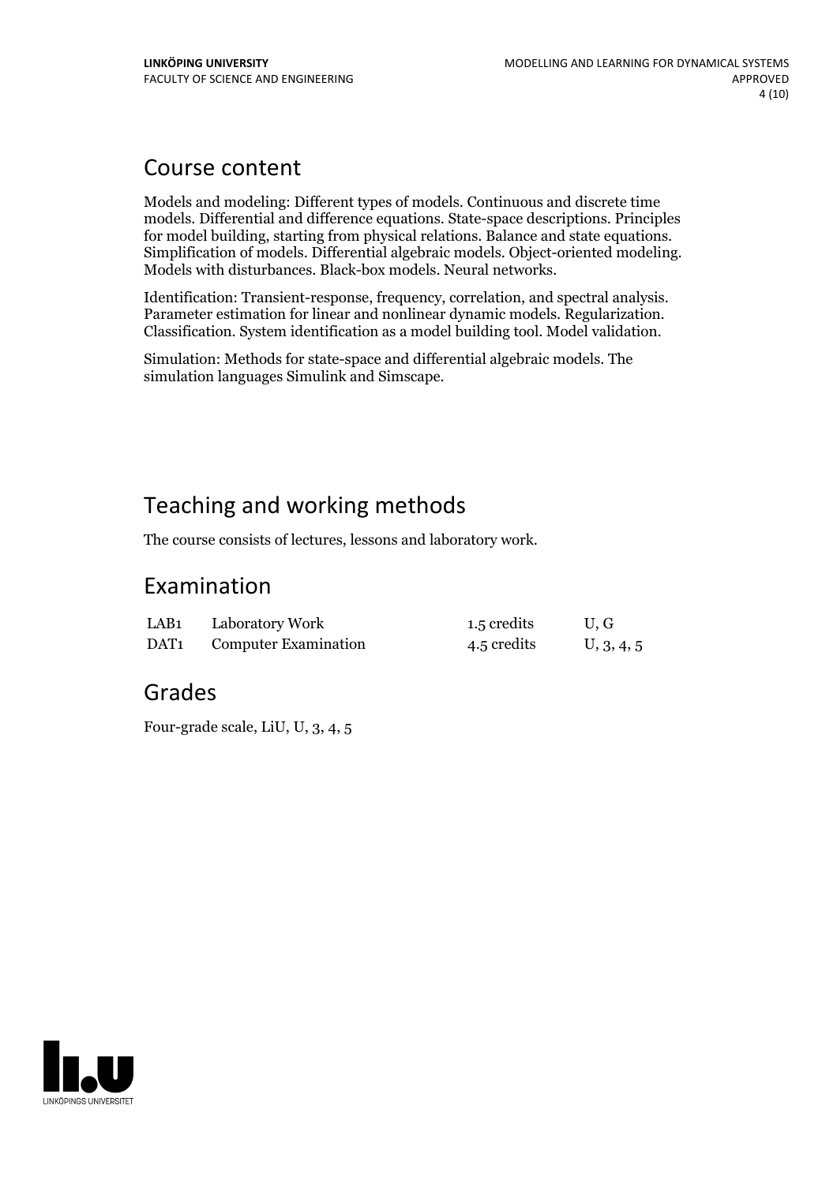## Course content

Models and modeling: Different types of models. Continuous and discrete time models. Differential and difference equations. State-space descriptions. Principles for model building, starting from physical relations. Balance and state equations. Simplification of models. Differential algebraic models. Object-oriented modeling. Models with disturbances. Black-box models. Neural networks.

Identification: Transient-response, frequency, correlation, and spectral analysis. Parameter estimation for linear and nonlinear dynamic models. Regularization. Classification. System identification as a model building tool. Model validation.

Simulation: Methods for state-space and differential algebraic models. The simulation languages Simulink and Simscape.

## Teaching and working methods

The course consists of lectures, lessons and laboratory work.

## Examination

| | | | |
|---|---|---|---|
| LAB1 | Laboratory Work | 1.5 credits | U, G |
| DAT1 | Computer Examination | 4.5 credits | U, 3, 4, 5 |

## Grades

Four-grade scale, LiU, U, 3, 4, 5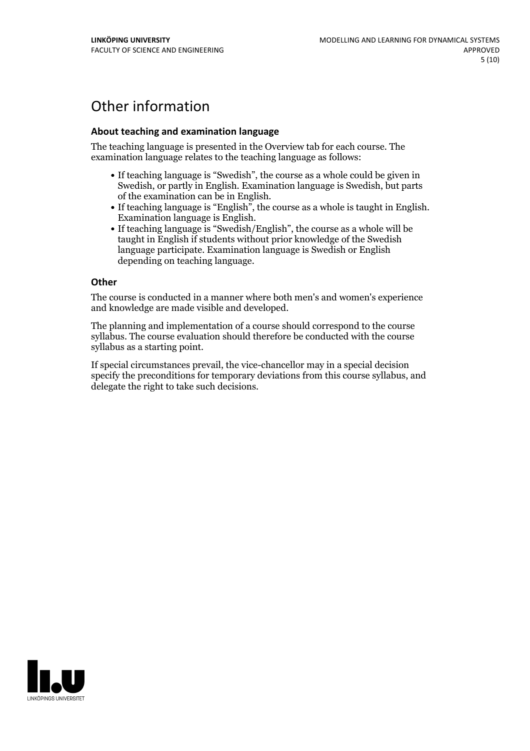# Other information

### About teaching and examination language

The teaching language is presented in the Overview tab for each course. The examination language relates to the teaching language as follows:

- If teaching language is "Swedish", the course as a whole could be given in Swedish, or partly in English. Examination language is Swedish, but parts of the examination can be in English.
- If teaching language is "English", the course as a whole is taught in English. Examination language is English.
- If teaching language is "Swedish/English", the course as a whole will be taught in English if students without prior knowledge of the Swedish language participate. Examination language is Swedish or English depending on teaching language.

### Other

The course is conducted in a manner where both men's and women's experience and knowledge are made visible and developed.

The planning and implementation of a course should correspond to the course syllabus. The course evaluation should therefore be conducted with the course syllabus as a starting point.

If special circumstances prevail, the vice-chancellor may in a special decision specify the preconditions for temporary deviations from this course syllabus, and delegate the right to take such decisions.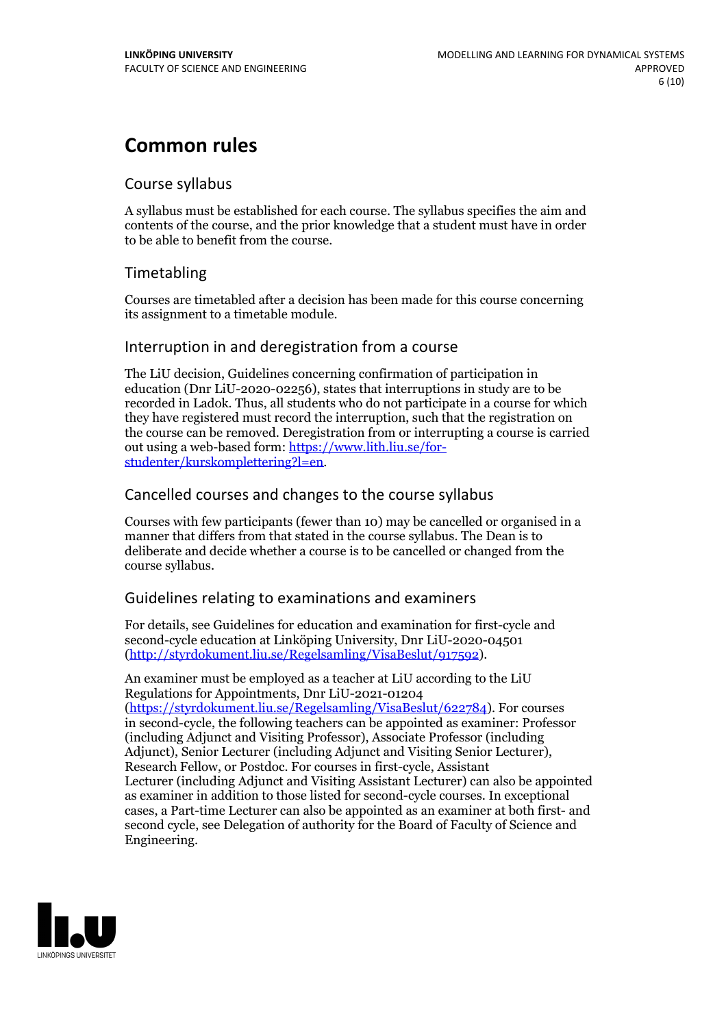# Common rules

## Course syllabus

A syllabus must be established for each course. The syllabus specifies the aim and contents of the course, and the prior knowledge that a student must have in order to be able to benefit from the course.

## Timetabling

Courses are timetabled after a decision has been made for this course concerning its assignment to a timetable module.

## Interruption in and deregistration from a course

The LiU decision, Guidelines concerning confirmation of participation in education (Dnr LiU-2020-02256), states that interruptions in study are to be recorded in Ladok. Thus, all students who do not participate in a course for which they have registered must record the interruption, such that the registration on the course can be removed. Deregistration from or interrupting a course is carried out using a web-based form: [https://www.lith.liu.se/for-studenter/kurskomplettering?l=en](https://www.lith.liu.se/for-studenter/kurskomplettering?l=en).

## Cancelled courses and changes to the course syllabus

Courses with few participants (fewer than 10) may be cancelled or organised in a manner that differs from that stated in the course syllabus. The Dean is to deliberate and decide whether a course is to be cancelled or changed from the course syllabus.

## Guidelines relating to examinations and examiners

For details, see Guidelines for education and examination for first-cycle and second-cycle education at Linköping University, Dnr LiU-2020-04501 ([http://styrdokument.liu.se/Regelsamling/VisaBeslut/917592](http://styrdokument.liu.se/Regelsamling/VisaBeslut/917592)).

An examiner must be employed as a teacher at LiU according to the LiU Regulations for Appointments, Dnr LiU-2021-01204 ([https://styrdokument.liu.se/Regelsamling/VisaBeslut/622784](https://styrdokument.liu.se/Regelsamling/VisaBeslut/622784)). For courses in second-cycle, the following teachers can be appointed as examiner: Professor (including Adjunct and Visiting Professor), Associate Professor (including Adjunct), Senior Lecturer (including Adjunct and Visiting Senior Lecturer), Research Fellow, or Postdoc. For courses in first-cycle, Assistant Lecturer (including Adjunct and Visiting Assistant Lecturer) can also be appointed as examiner in addition to those listed for second-cycle courses. In exceptional cases, a Part-time Lecturer can also be appointed as an examiner at both first- and second cycle, see Delegation of authority for the Board of Faculty of Science and Engineering.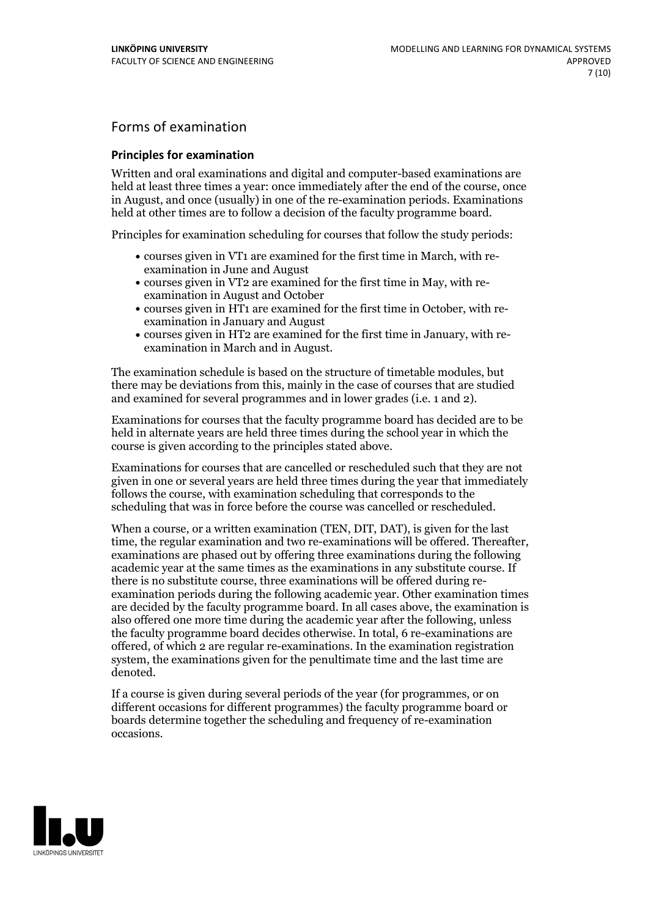## Forms of examination

### Principles for examination

Written and oral examinations and digital and computer-based examinations are held at least three times a year: once immediately after the end of the course, once in August, and once (usually) in one of the re-examination periods. Examinations held at other times are to follow a decision of the faculty programme board.

Principles for examination scheduling for courses that follow the study periods:

- courses given in VT1 are examined for the first time in March, with re-examination in June and August
- courses given in VT2 are examined for the first time in May, with re-examination in August and October
- courses given in HT1 are examined for the first time in October, with re-examination in January and August
- courses given in HT2 are examined for the first time in January, with re-examination in March and in August.

The examination schedule is based on the structure of timetable modules, but there may be deviations from this, mainly in the case of courses that are studied and examined for several programmes and in lower grades (i.e. 1 and 2).

Examinations for courses that the faculty programme board has decided are to be held in alternate years are held three times during the school year in which the course is given according to the principles stated above.

Examinations for courses that are cancelled or rescheduled such that they are not given in one or several years are held three times during the year that immediately follows the course, with examination scheduling that corresponds to the scheduling that was in force before the course was cancelled or rescheduled.

When a course, or a written examination (TEN, DIT, DAT), is given for the last time, the regular examination and two re-examinations will be offered. Thereafter, examinations are phased out by offering three examinations during the following academic year at the same times as the examinations in any substitute course. If there is no substitute course, three examinations will be offered during re-examination periods during the following academic year. Other examination times are decided by the faculty programme board. In all cases above, the examination is also offered one more time during the academic year after the following, unless the faculty programme board decides otherwise. In total, 6 re-examinations are offered, of which 2 are regular re-examinations. In the examination registration system, the examinations given for the penultimate time and the last time are denoted.

If a course is given during several periods of the year (for programmes, or on different occasions for different programmes) the faculty programme board or boards determine together the scheduling and frequency of re-examination occasions.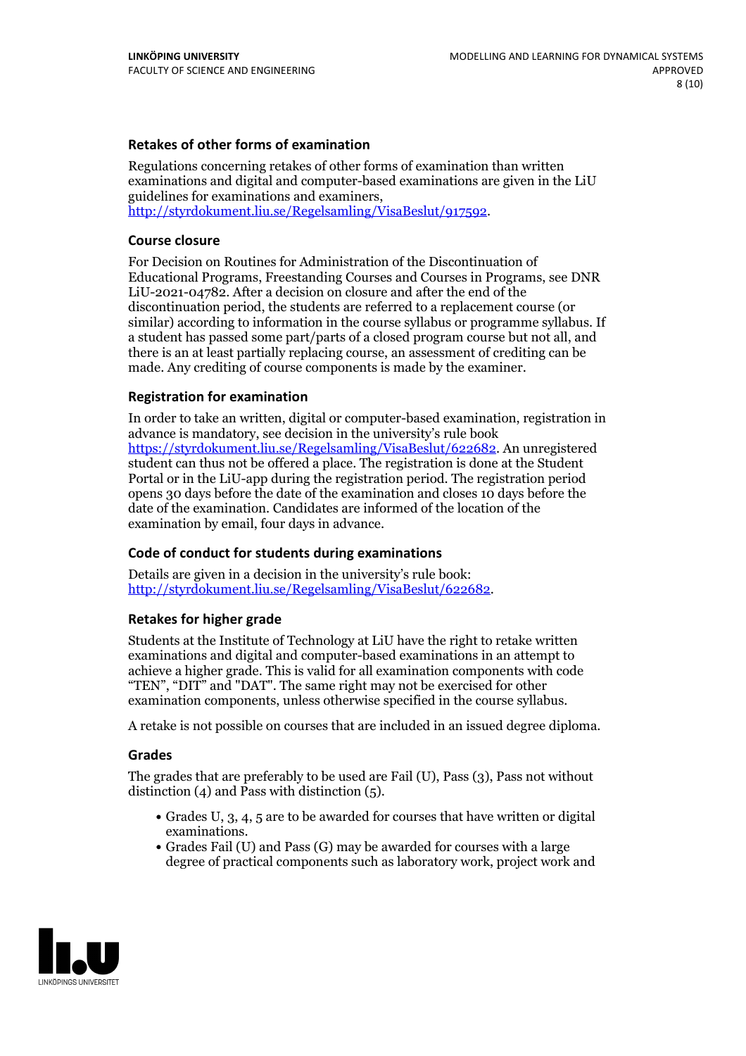### Retakes of other forms of examination

Regulations concerning retakes of other forms of examination than written examinations and digital and computer-based examinations are given in the LiU guidelines for examinations and examiners, http://styrdokument.liu.se/Regelsamling/VisaBeslut/917592.

### Course closure

For Decision on Routines for Administration of the Discontinuation of Educational Programs, Freestanding Courses and Courses in Programs, see DNR LiU-2021-04782. After a decision on closure and after the end of the discontinuation period, the students are referred to a replacement course (or similar) according to information in the course syllabus or programme syllabus. If a student has passed some part/parts of a closed program course but not all, and there is an at least partially replacing course, an assessment of crediting can be made. Any crediting of course components is made by the examiner.

### Registration for examination

In order to take an written, digital or computer-based examination, registration in advance is mandatory, see decision in the university's rule book https://styrdokument.liu.se/Regelsamling/VisaBeslut/622682. An unregistered student can thus not be offered a place. The registration is done at the Student Portal or in the LiU-app during the registration period. The registration period opens 30 days before the date of the examination and closes 10 days before the date of the examination. Candidates are informed of the location of the examination by email, four days in advance.

### Code of conduct for students during examinations

Details are given in a decision in the university's rule book: http://styrdokument.liu.se/Regelsamling/VisaBeslut/622682.

### Retakes for higher grade

Students at the Institute of Technology at LiU have the right to retake written examinations and digital and computer-based examinations in an attempt to achieve a higher grade. This is valid for all examination components with code "TEN", "DIT" and "DAT". The same right may not be exercised for other examination components, unless otherwise specified in the course syllabus.

A retake is not possible on courses that are included in an issued degree diploma.

### Grades

The grades that are preferably to be used are Fail (U), Pass (3), Pass not without distinction (4) and Pass with distinction (5).

- Grades U, 3, 4, 5 are to be awarded for courses that have written or digital examinations.
- Grades Fail (U) and Pass (G) may be awarded for courses with a large degree of practical components such as laboratory work, project work and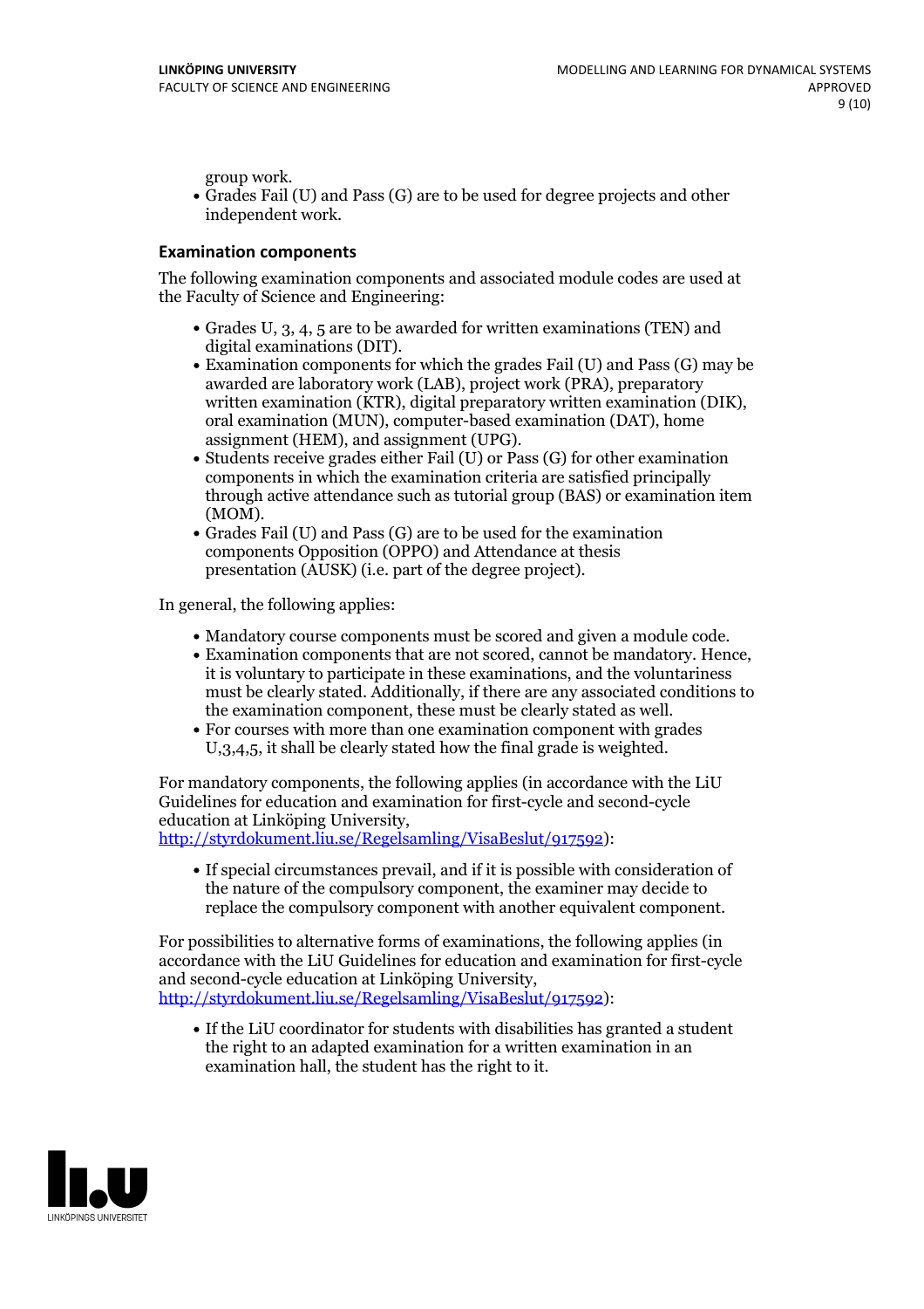group work.

- Grades Fail (U) and Pass (G) are to be used for degree projects and other independent work.

### Examination components

The following examination components and associated module codes are used at the Faculty of Science and Engineering:

- Grades U, 3, 4, 5 are to be awarded for written examinations (TEN) and digital examinations (DIT).
- Examination components for which the grades Fail (U) and Pass (G) may be awarded are laboratory work (LAB), project work (PRA), preparatory written examination (KTR), digital preparatory written examination (DIK), oral examination (MUN), computer-based examination (DAT), home assignment (HEM), and assignment (UPG).
- Students receive grades either Fail (U) or Pass (G) for other examination components in which the examination criteria are satisfied principally through active attendance such as tutorial group (BAS) or examination item (MOM).
- Grades Fail (U) and Pass (G) are to be used for the examination components Opposition (OPPO) and Attendance at thesis presentation (AUSK) (i.e. part of the degree project).

In general, the following applies:

- Mandatory course components must be scored and given a module code.
- Examination components that are not scored, cannot be mandatory. Hence, it is voluntary to participate in these examinations, and the voluntariness must be clearly stated. Additionally, if there are any associated conditions to the examination component, these must be clearly stated as well.
- For courses with more than one examination component with grades U,3,4,5, it shall be clearly stated how the final grade is weighted.

For mandatory components, the following applies (in accordance with the LiU Guidelines for education and examination for first-cycle and second-cycle education at Linköping University, http://styrdokument.liu.se/Regelsamling/VisaBeslut/917592):

- If special circumstances prevail, and if it is possible with consideration of the nature of the compulsory component, the examiner may decide to replace the compulsory component with another equivalent component.

For possibilities to alternative forms of examinations, the following applies (in accordance with the LiU Guidelines for education and examination for first-cycle and second-cycle education at Linköping University, http://styrdokument.liu.se/Regelsamling/VisaBeslut/917592):

- If the LiU coordinator for students with disabilities has granted a student the right to an adapted examination for a written examination in an examination hall, the student has the right to it.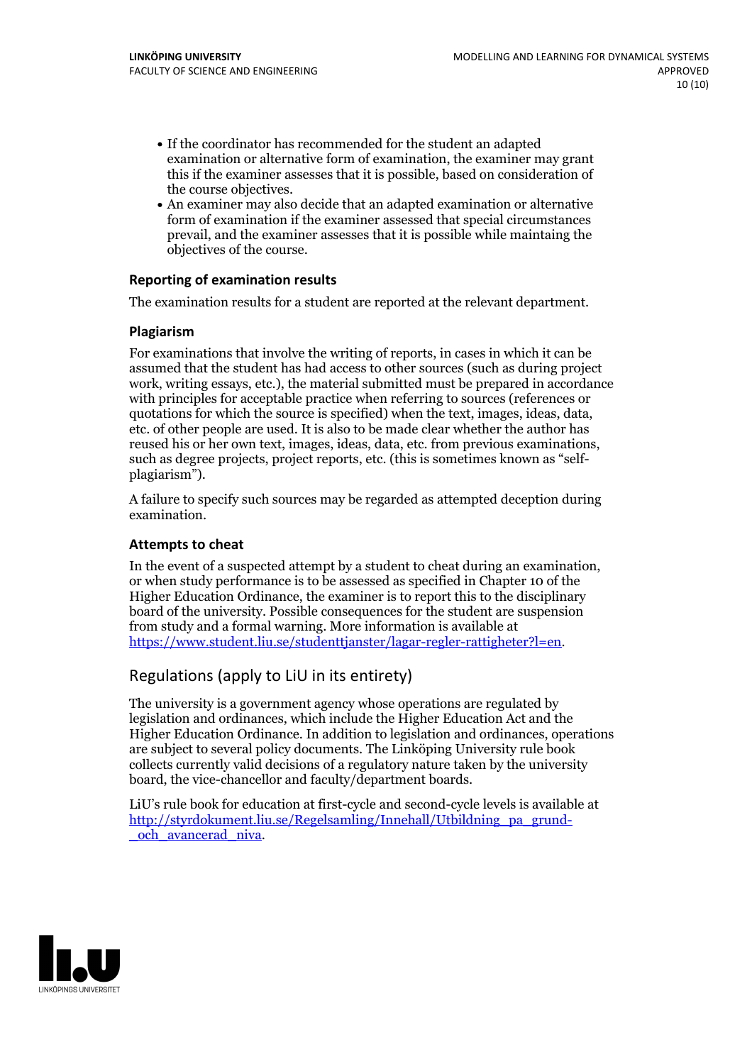- If the coordinator has recommended for the student an adapted examination or alternative form of examination, the examiner may grant this if the examiner assesses that it is possible, based on consideration of the course objectives.
- An examiner may also decide that an adapted examination or alternative form of examination if the examiner assessed that special circumstances prevail, and the examiner assesses that it is possible while maintaing the objectives of the course.

### Reporting of examination results

The examination results for a student are reported at the relevant department.

### Plagiarism

For examinations that involve the writing of reports, in cases in which it can be assumed that the student has had access to other sources (such as during project work, writing essays, etc.), the material submitted must be prepared in accordance with principles for acceptable practice when referring to sources (references or quotations for which the source is specified) when the text, images, ideas, data, etc. of other people are used. It is also to be made clear whether the author has reused his or her own text, images, ideas, data, etc. from previous examinations, such as degree projects, project reports, etc. (this is sometimes known as "self-plagiarism").

A failure to specify such sources may be regarded as attempted deception during examination.

### Attempts to cheat

In the event of a suspected attempt by a student to cheat during an examination, or when study performance is to be assessed as specified in Chapter 10 of the Higher Education Ordinance, the examiner is to report this to the disciplinary board of the university. Possible consequences for the student are suspension from study and a formal warning. More information is available at https://www.student.liu.se/studenttjanster/lagar-regler-rattigheter?l=en.

## Regulations (apply to LiU in its entirety)

The university is a government agency whose operations are regulated by legislation and ordinances, which include the Higher Education Act and the Higher Education Ordinance. In addition to legislation and ordinances, operations are subject to several policy documents. The Linköping University rule book collects currently valid decisions of a regulatory nature taken by the university board, the vice-chancellor and faculty/department boards.

LiU's rule book for education at first-cycle and second-cycle levels is available at http://styrdokument.liu.se/Regelsamling/Innehall/Utbildning_pa_grund-_och_avancerad_niva.